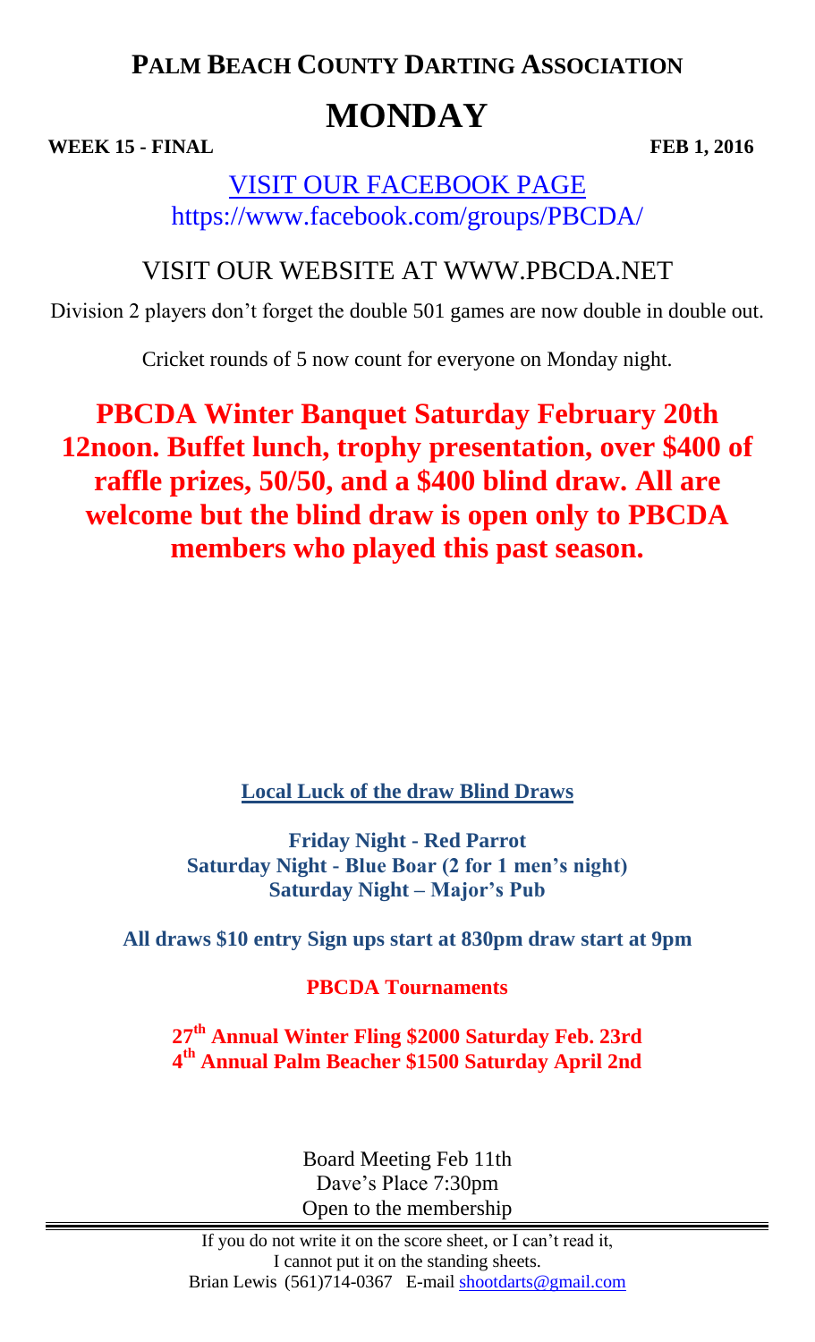# PALM BEACH COUNTY DARTING ASSOCIATION

# MONDAY

**WEEK 15 - FINAL** **FEB 1, 2016**

VISIT OUR FACEBOOK PAGE
https://www.facebook.com/groups/PBCDA/

VISIT OUR WEBSITE AT WWW.PBCDA.NET

Division 2 players don't forget the double 501 games are now double in double out.

Cricket rounds of 5 now count for everyone on Monday night.

**PBCDA Winter Banquet Saturday February 20th 12noon. Buffet lunch, trophy presentation, over $400 of raffle prizes, 50/50, and a $400 blind draw. All are welcome but the blind draw is open only to PBCDA members who played this past season.**

**Local Luck of the draw Blind Draws**

**Friday Night - Red Parrot**
**Saturday Night - Blue Boar (2 for 1 men's night)**
**Saturday Night – Major's Pub**

**All draws $10 entry Sign ups start at 830pm draw start at 9pm**

**PBCDA Tournaments**

**27th Annual Winter Fling $2000 Saturday Feb. 23rd**
**4th Annual Palm Beacher $1500 Saturday April 2nd**

Board Meeting Feb 11th
Dave's Place 7:30pm
Open to the membership

If you do not write it on the score sheet, or I can't read it,
I cannot put it on the standing sheets.
Brian Lewis (561)714-0367 E-mail shootdarts@gmail.com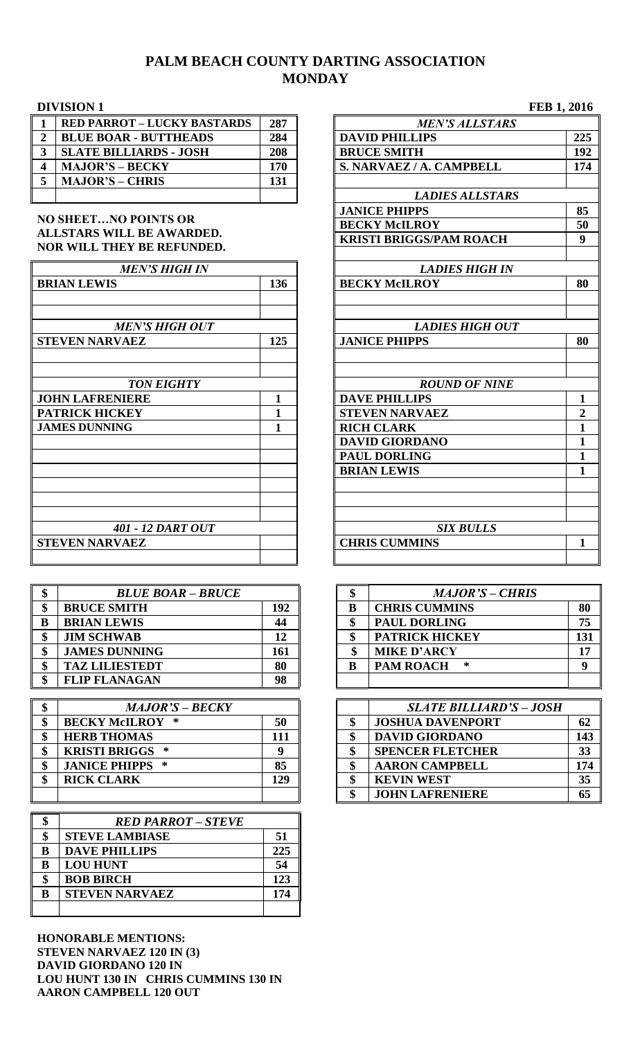# PALM BEACH COUNTY DARTING ASSOCIATION
# MONDAY

**DIVISION 1** **FEB 1, 2016**

| | | |
|---|---|---|
| 1 | RED PARROT – LUCKY BASTARDS | 287 |
| 2 | BLUE BOAR - BUTTHEADS | 284 |
| 3 | SLATE BILLIARDS - JOSH | 208 |
| 4 | MAJOR'S – BECKY | 170 |
| 5 | MAJOR'S – CHRIS | 131 |

**NO SHEET…NO POINTS OR ALLSTARS WILL BE AWARDED. NOR WILL THEY BE REFUNDED.**

| *MEN'S ALLSTARS* | |
|---|---|
| DAVID PHILLIPS | 225 |
| BRUCE SMITH | 192 |
| S. NARVAEZ / A. CAMPBELL | 174 |

| *LADIES ALLSTARS* | |
|---|---|
| JANICE PHIPPS | 85 |
| BECKY McILROY | 50 |
| KRISTI BRIGGS/PAM ROACH | 9 |

| *MEN'S HIGH IN* | |
|---|---|
| BRIAN LEWIS | 136 |

| *LADIES HIGH IN* | |
|---|---|
| BECKY McILROY | 80 |

| *MEN'S HIGH OUT* | |
|---|---|
| STEVEN NARVAEZ | 125 |

| *LADIES HIGH OUT* | |
|---|---|
| JANICE PHIPPS | 80 |

| *TON EIGHTY* | |
|---|---|
| JOHN LAFRENIERE | 1 |
| PATRICK HICKEY | 1 |
| JAMES DUNNING | 1 |

| *ROUND OF NINE* | |
|---|---|
| DAVE PHILLIPS | 1 |
| STEVEN NARVAEZ | 2 |
| RICH CLARK | 1 |
| DAVID GIORDANO | 1 |
| PAUL DORLING | 1 |
| BRIAN LEWIS | 1 |

| *401 - 12 DART OUT* | |
|---|---|
| STEVEN NARVAEZ | |

| *SIX BULLS* | |
|---|---|
| CHRIS CUMMINS | 1 |

| $ | *BLUE BOAR – BRUCE* | |
|---|---|---|
| $ | BRUCE SMITH | 192 |
| B | BRIAN LEWIS | 44 |
| $ | JIM SCHWAB | 12 |
| $ | JAMES DUNNING | 161 |
| $ | TAZ LILIESTEDT | 80 |
| $ | FLIP FLANAGAN | 98 |

| $ | *MAJOR'S – CHRIS* | |
|---|---|---|
| B | CHRIS CUMMINS | 80 |
| $ | PAUL DORLING | 75 |
| $ | PATRICK HICKEY | 131 |
| $ | MIKE D'ARCY | 17 |
| B | PAM ROACH * | 9 |

| $ | *MAJOR'S – BECKY* | |
|---|---|---|
| $ | BECKY McILROY * | 50 |
| $ | HERB THOMAS | 111 |
| $ | KRISTI BRIGGS * | 9 |
| $ | JANICE PHIPPS * | 85 |
| $ | RICK CLARK | 129 |

| | *SLATE BILLIARD'S – JOSH* | |
|---|---|---|
| $ | JOSHUA DAVENPORT | 62 |
| $ | DAVID GIORDANO | 143 |
| $ | SPENCER FLETCHER | 33 |
| $ | AARON CAMPBELL | 174 |
| $ | KEVIN WEST | 35 |
| $ | JOHN LAFRENIERE | 65 |

| $ | *RED PARROT – STEVE* | |
|---|---|---|
| $ | STEVE LAMBIASE | 51 |
| B | DAVE PHILLIPS | 225 |
| B | LOU HUNT | 54 |
| $ | BOB BIRCH | 123 |
| B | STEVEN NARVAEZ | 174 |

**HONORABLE MENTIONS:**
**STEVEN NARVAEZ 120 IN (3)**
**DAVID GIORDANO 120 IN**
**LOU HUNT 130 IN CHRIS CUMMINS 130 IN**
**AARON CAMPBELL 120 OUT**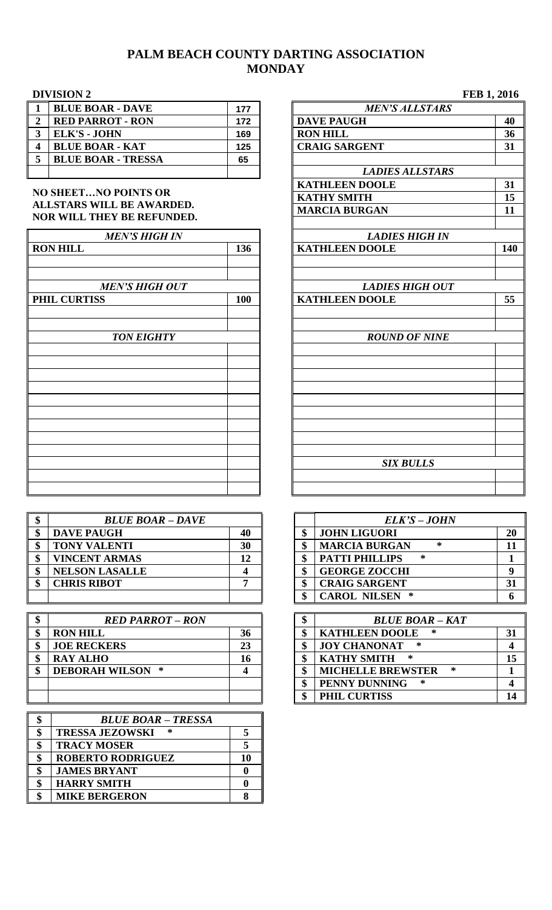# PALM BEACH COUNTY DARTING ASSOCIATION
## MONDAY

**DIVISION 2**

**FEB 1, 2016**

| | | |
|---|---|---|
| 1 | BLUE BOAR - DAVE | 177 |
| 2 | RED PARROT - RON | 172 |
| 3 | ELK'S - JOHN | 169 |
| 4 | BLUE BOAR - KAT | 125 |
| 5 | BLUE BOAR - TRESSA | 65 |

**NO SHEET…NO POINTS OR ALLSTARS WILL BE AWARDED. NOR WILL THEY BE REFUNDED.**

| *MEN'S ALLSTARS* | |
|---|---|
| DAVE PAUGH | 40 |
| RON HILL | 36 |
| CRAIG SARGENT | 31 |

| *LADIES ALLSTARS* | |
|---|---|
| KATHLEEN DOOLE | 31 |
| KATHY SMITH | 15 |
| MARCIA BURGAN | 11 |

| *MEN'S HIGH IN* | |
|---|---|
| RON HILL | 136 |

| *LADIES HIGH IN* | |
|---|---|
| KATHLEEN DOOLE | 140 |

| *MEN'S HIGH OUT* | |
|---|---|
| PHIL CURTISS | 100 |

| *LADIES HIGH OUT* | |
|---|---|
| KATHLEEN DOOLE | 55 |

| *TON EIGHTY* | |
|---|---|
| | |

| *ROUND OF NINE* | |
|---|---|
| | |

| *SIX BULLS* | |
|---|---|
| | |

| $ | *BLUE BOAR – DAVE* | |
|---|---|---|
| $ | DAVE PAUGH | 40 |
| $ | TONY VALENTI | 30 |
| $ | VINCENT ARMAS | 12 |
| $ | NELSON LASALLE | 4 |
| $ | CHRIS RIBOT | 7 |

| | *ELK'S – JOHN* | |
|---|---|---|
| $ | JOHN LIGUORI | 20 |
| $ | MARCIA BURGAN * | 11 |
| $ | PATTI PHILLIPS * | 1 |
| $ | GEORGE ZOCCHI | 9 |
| $ | CRAIG SARGENT | 31 |
| $ | CAROL NILSEN * | 6 |

| $ | *RED PARROT – RON* | |
|---|---|---|
| $ | RON HILL | 36 |
| $ | JOE RECKERS | 23 |
| $ | RAY ALHO | 16 |
| $ | DEBORAH WILSON * | 4 |

| $ | *BLUE BOAR – KAT* | |
|---|---|---|
| $ | KATHLEEN DOOLE * | 31 |
| $ | JOY CHANONAT * | 4 |
| $ | KATHY SMITH * | 15 |
| $ | MICHELLE BREWSTER * | 1 |
| $ | PENNY DUNNING * | 4 |
| $ | PHIL CURTISS | 14 |

| $ | *BLUE BOAR – TRESSA* | |
|---|---|---|
| $ | TRESSA JEZOWSKI * | 5 |
| $ | TRACY MOSER | 5 |
| $ | ROBERTO RODRIGUEZ | 10 |
| $ | JAMES BRYANT | 0 |
| $ | HARRY SMITH | 0 |
| $ | MIKE BERGERON | 8 |